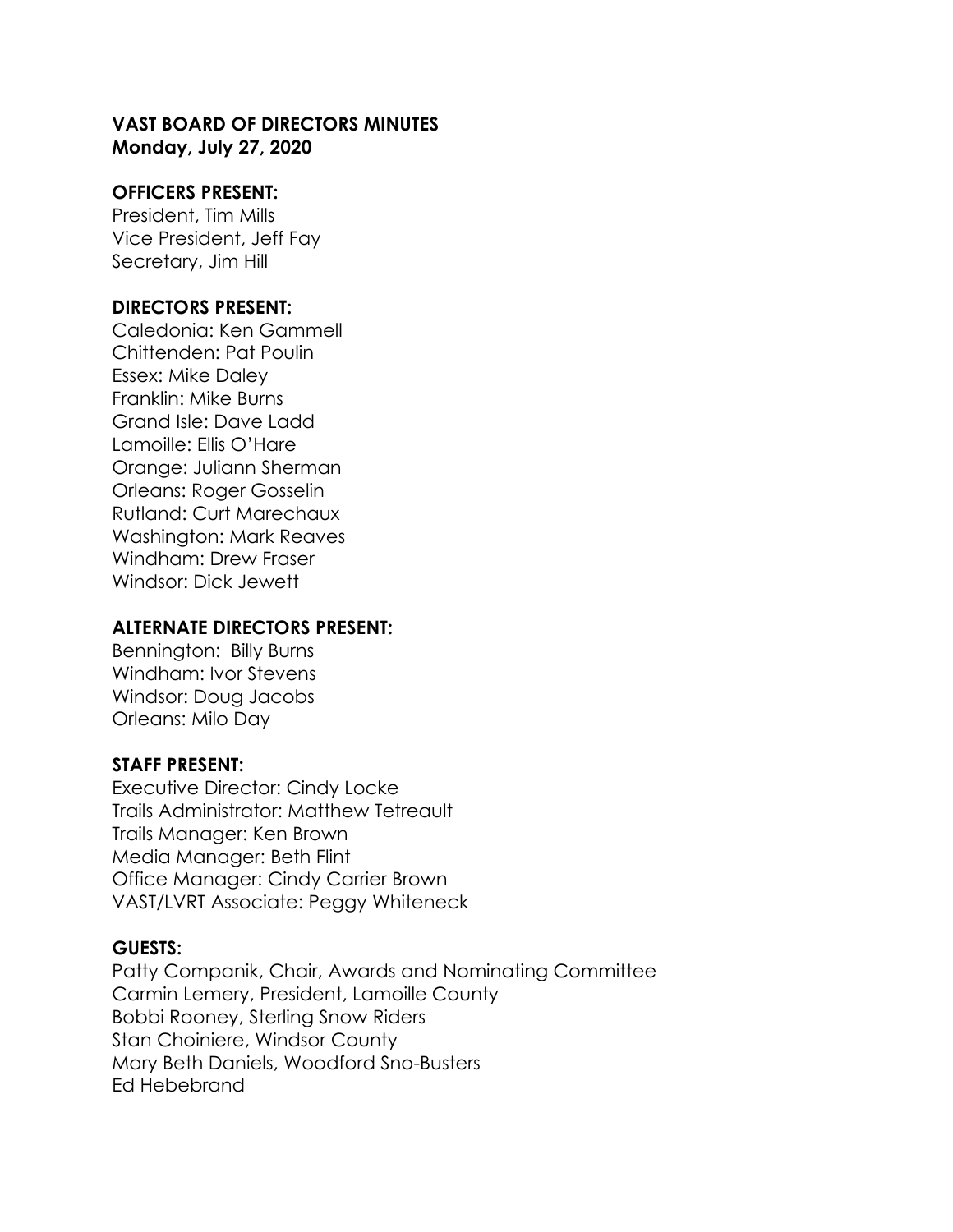**VAST BOARD OF DIRECTORS MINUTES**
**Monday, July 27, 2020**

**OFFICERS PRESENT:**
President, Tim Mills
Vice President, Jeff Fay
Secretary, Jim Hill

**DIRECTORS PRESENT:**
Caledonia: Ken Gammell
Chittenden: Pat Poulin
Essex: Mike Daley
Franklin: Mike Burns
Grand Isle: Dave Ladd
Lamoille: Ellis O'Hare
Orange: Juliann Sherman
Orleans: Roger Gosselin
Rutland: Curt Marechaux
Washington: Mark Reaves
Windham: Drew Fraser
Windsor: Dick Jewett

**ALTERNATE DIRECTORS PRESENT:**
Bennington: Billy Burns
Windham: Ivor Stevens
Windsor: Doug Jacobs
Orleans: Milo Day

**STAFF PRESENT:**
Executive Director: Cindy Locke
Trails Administrator: Matthew Tetreault
Trails Manager: Ken Brown
Media Manager: Beth Flint
Office Manager: Cindy Carrier Brown
VAST/LVRT Associate: Peggy Whiteneck

**GUESTS:**
Patty Companik, Chair, Awards and Nominating Committee
Carmin Lemery, President, Lamoille County
Bobbi Rooney, Sterling Snow Riders
Stan Choiniere, Windsor County
Mary Beth Daniels, Woodford Sno-Busters
Ed Hebebrand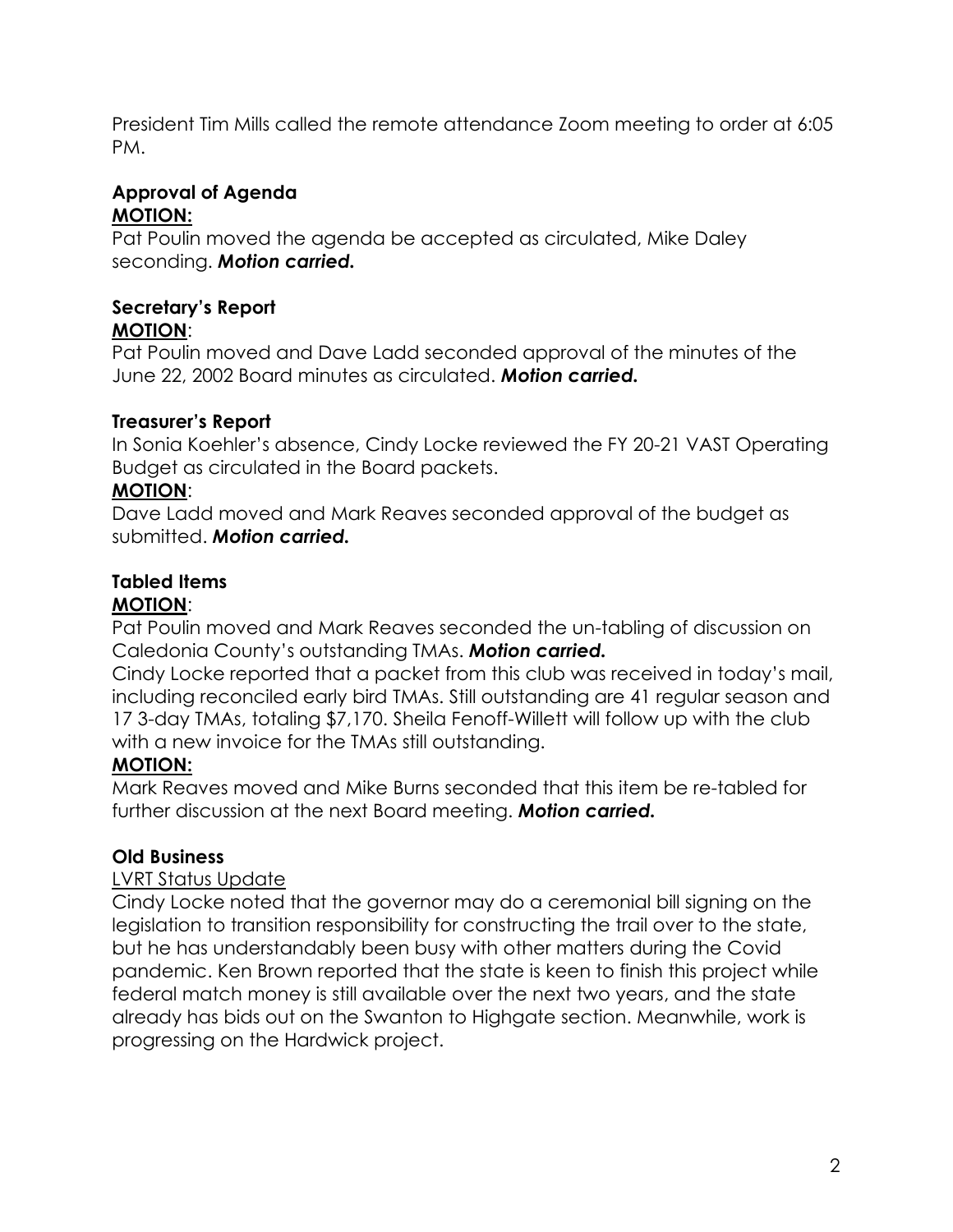President Tim Mills called the remote attendance Zoom meeting to order at 6:05 PM.

### Approval of Agenda

**MOTION:**

Pat Poulin moved the agenda be accepted as circulated, Mike Daley seconding. ***Motion carried.***

### Secretary's Report

**MOTION**:

Pat Poulin moved and Dave Ladd seconded approval of the minutes of the June 22, 2002 Board minutes as circulated. ***Motion carried.***

### Treasurer's Report

In Sonia Koehler's absence, Cindy Locke reviewed the FY 20-21 VAST Operating Budget as circulated in the Board packets.

**MOTION**:

Dave Ladd moved and Mark Reaves seconded approval of the budget as submitted. ***Motion carried.***

### Tabled Items

**MOTION**:

Pat Poulin moved and Mark Reaves seconded the un-tabling of discussion on Caledonia County's outstanding TMAs. ***Motion carried.***

Cindy Locke reported that a packet from this club was received in today's mail, including reconciled early bird TMAs. Still outstanding are 41 regular season and 17 3-day TMAs, totaling $7,170. Sheila Fenoff-Willett will follow up with the club with a new invoice for the TMAs still outstanding.

**MOTION:**

Mark Reaves moved and Mike Burns seconded that this item be re-tabled for further discussion at the next Board meeting. ***Motion carried.***

### Old Business

LVRT Status Update

Cindy Locke noted that the governor may do a ceremonial bill signing on the legislation to transition responsibility for constructing the trail over to the state, but he has understandably been busy with other matters during the Covid pandemic. Ken Brown reported that the state is keen to finish this project while federal match money is still available over the next two years, and the state already has bids out on the Swanton to Highgate section. Meanwhile, work is progressing on the Hardwick project.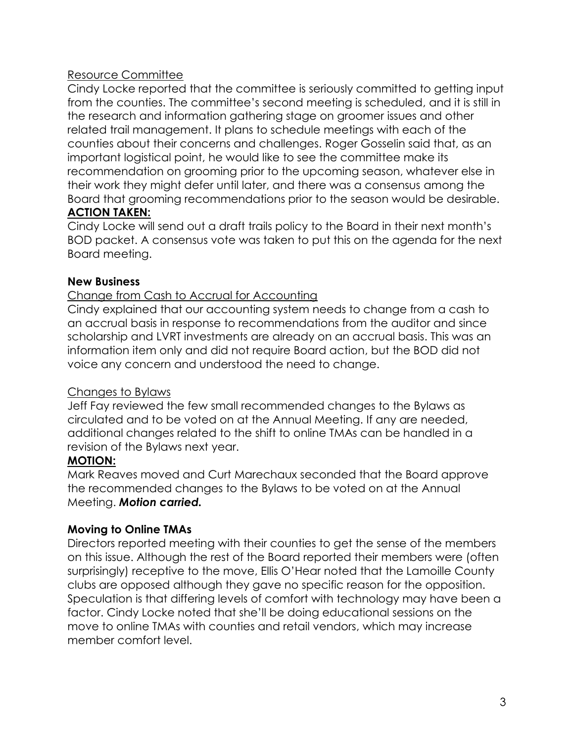Resource Committee

Cindy Locke reported that the committee is seriously committed to getting input from the counties. The committee's second meeting is scheduled, and it is still in the research and information gathering stage on groomer issues and other related trail management. It plans to schedule meetings with each of the counties about their concerns and challenges. Roger Gosselin said that, as an important logistical point, he would like to see the committee make its recommendation on grooming prior to the upcoming season, whatever else in their work they might defer until later, and there was a consensus among the Board that grooming recommendations prior to the season would be desirable.

**ACTION TAKEN:**

Cindy Locke will send out a draft trails policy to the Board in their next month's BOD packet. A consensus vote was taken to put this on the agenda for the next Board meeting.

**New Business**

Change from Cash to Accrual for Accounting

Cindy explained that our accounting system needs to change from a cash to an accrual basis in response to recommendations from the auditor and since scholarship and LVRT investments are already on an accrual basis. This was an information item only and did not require Board action, but the BOD did not voice any concern and understood the need to change.

Changes to Bylaws

Jeff Fay reviewed the few small recommended changes to the Bylaws as circulated and to be voted on at the Annual Meeting. If any are needed, additional changes related to the shift to online TMAs can be handled in a revision of the Bylaws next year.

**MOTION:**

Mark Reaves moved and Curt Marechaux seconded that the Board approve the recommended changes to the Bylaws to be voted on at the Annual Meeting. ***Motion carried.***

**Moving to Online TMAs**

Directors reported meeting with their counties to get the sense of the members on this issue. Although the rest of the Board reported their members were (often surprisingly) receptive to the move, Ellis O'Hear noted that the Lamoille County clubs are opposed although they gave no specific reason for the opposition. Speculation is that differing levels of comfort with technology may have been a factor. Cindy Locke noted that she'll be doing educational sessions on the move to online TMAs with counties and retail vendors, which may increase member comfort level.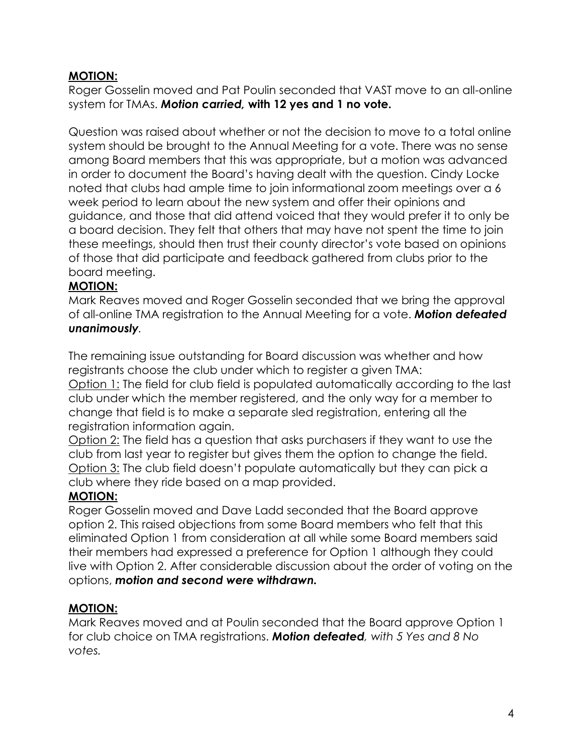**MOTION:**
Roger Gosselin moved and Pat Poulin seconded that VAST move to an all-online system for TMAs. ***Motion carried,* with 12 yes and 1 no vote.**

Question was raised about whether or not the decision to move to a total online system should be brought to the Annual Meeting for a vote. There was no sense among Board members that this was appropriate, but a motion was advanced in order to document the Board's having dealt with the question. Cindy Locke noted that clubs had ample time to join informational zoom meetings over a 6 week period to learn about the new system and offer their opinions and guidance, and those that did attend voiced that they would prefer it to only be a board decision. They felt that others that may have not spent the time to join these meetings, should then trust their county director's vote based on opinions of those that did participate and feedback gathered from clubs prior to the board meeting.

**MOTION:**
Mark Reaves moved and Roger Gosselin seconded that we bring the approval of all-online TMA registration to the Annual Meeting for a vote. ***Motion defeated unanimously***.

The remaining issue outstanding for Board discussion was whether and how registrants choose the club under which to register a given TMA:

Option 1: The field for club field is populated automatically according to the last club under which the member registered, and the only way for a member to change that field is to make a separate sled registration, entering all the registration information again.

Option 2: The field has a question that asks purchasers if they want to use the club from last year to register but gives them the option to change the field.

Option 3: The club field doesn't populate automatically but they can pick a club where they ride based on a map provided.

**MOTION:**
Roger Gosselin moved and Dave Ladd seconded that the Board approve option 2. This raised objections from some Board members who felt that this eliminated Option 1 from consideration at all while some Board members said their members had expressed a preference for Option 1 although they could live with Option 2. After considerable discussion about the order of voting on the options, ***motion and second were withdrawn.***

**MOTION:**
Mark Reaves moved and at Poulin seconded that the Board approve Option 1 for club choice on TMA registrations. ***Motion defeated****, with 5 Yes and 8 No votes.*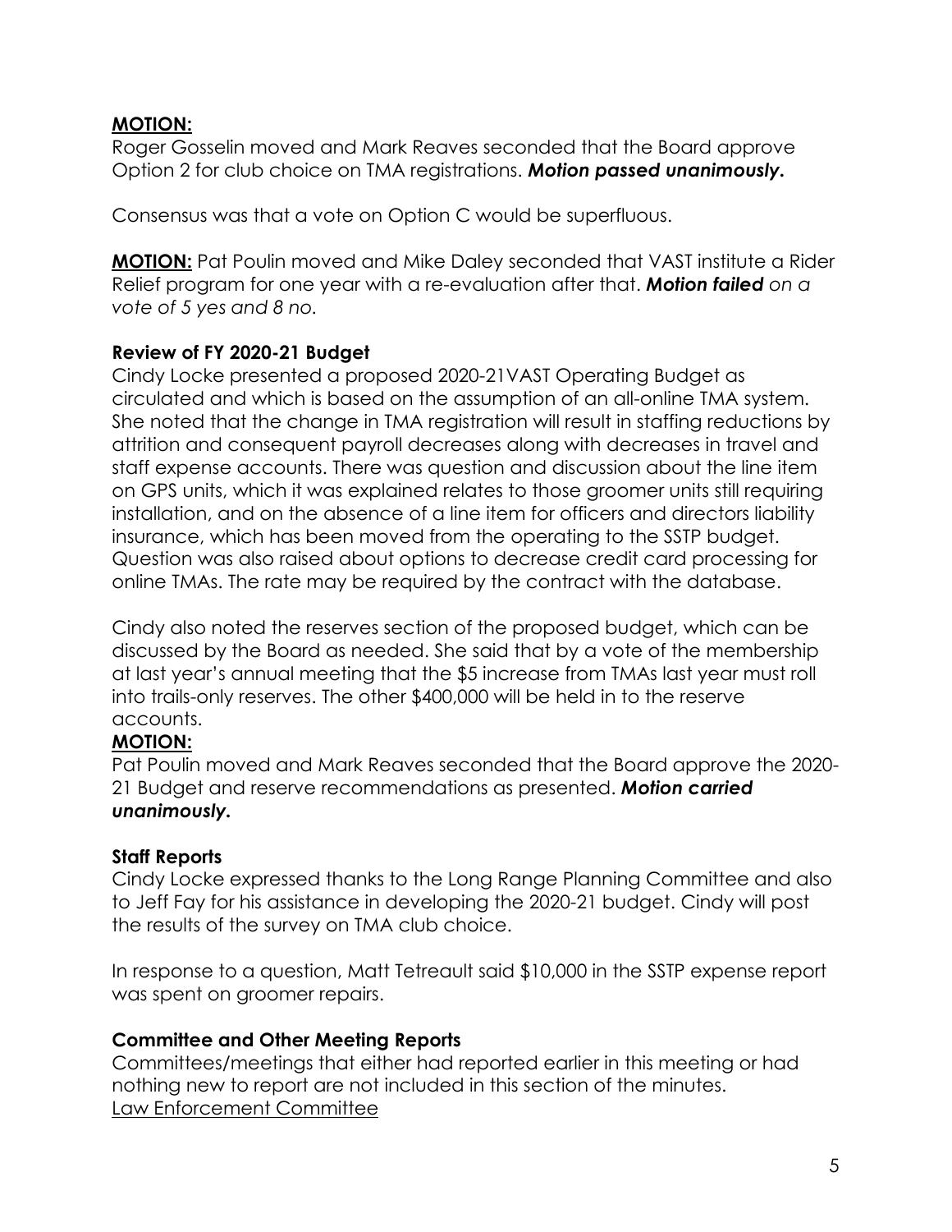**MOTION:**
Roger Gosselin moved and Mark Reaves seconded that the Board approve Option 2 for club choice on TMA registrations. ***Motion passed unanimously.***

Consensus was that a vote on Option C would be superfluous.

**MOTION:** Pat Poulin moved and Mike Daley seconded that VAST institute a Rider Relief program for one year with a re-evaluation after that. ***Motion failed*** *on a vote of 5 yes and 8 no.*

**Review of FY 2020-21 Budget**

Cindy Locke presented a proposed 2020-21VAST Operating Budget as circulated and which is based on the assumption of an all-online TMA system. She noted that the change in TMA registration will result in staffing reductions by attrition and consequent payroll decreases along with decreases in travel and staff expense accounts. There was question and discussion about the line item on GPS units, which it was explained relates to those groomer units still requiring installation, and on the absence of a line item for officers and directors liability insurance, which has been moved from the operating to the SSTP budget. Question was also raised about options to decrease credit card processing for online TMAs. The rate may be required by the contract with the database.

Cindy also noted the reserves section of the proposed budget, which can be discussed by the Board as needed. She said that by a vote of the membership at last year's annual meeting that the $5 increase from TMAs last year must roll into trails-only reserves. The other $400,000 will be held in to the reserve accounts.

**MOTION:**
Pat Poulin moved and Mark Reaves seconded that the Board approve the 2020-21 Budget and reserve recommendations as presented. ***Motion carried unanimously.***

**Staff Reports**

Cindy Locke expressed thanks to the Long Range Planning Committee and also to Jeff Fay for his assistance in developing the 2020-21 budget. Cindy will post the results of the survey on TMA club choice.

In response to a question, Matt Tetreault said $10,000 in the SSTP expense report was spent on groomer repairs.

**Committee and Other Meeting Reports**

Committees/meetings that either had reported earlier in this meeting or had nothing new to report are not included in this section of the minutes.

<u>Law Enforcement Committee</u>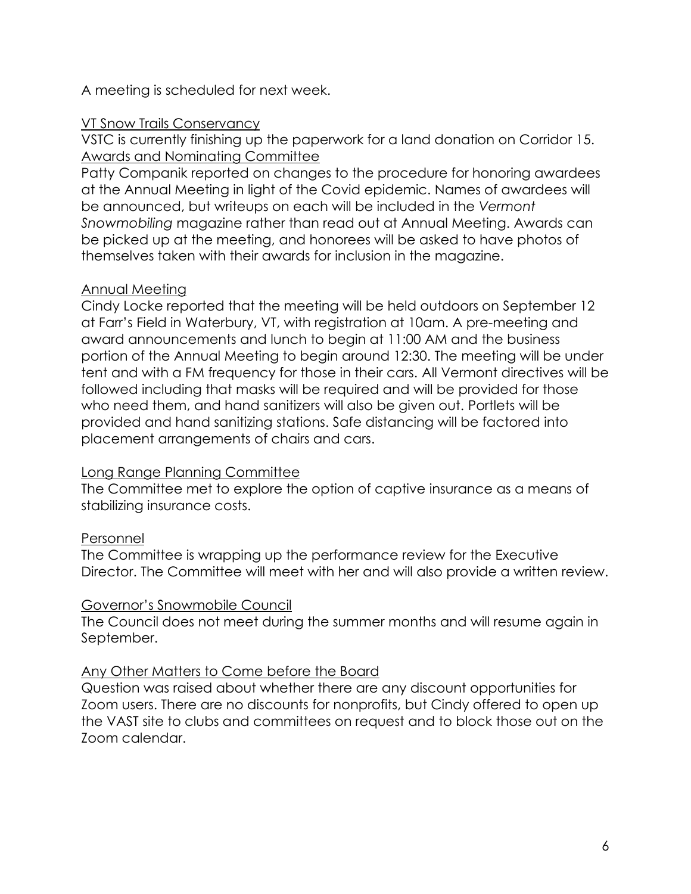A meeting is scheduled for next week.

## VT Snow Trails Conservancy

VSTC is currently finishing up the paperwork for a land donation on Corridor 15.

## Awards and Nominating Committee

Patty Companik reported on changes to the procedure for honoring awardees at the Annual Meeting in light of the Covid epidemic. Names of awardees will be announced, but writeups on each will be included in the *Vermont Snowmobiling* magazine rather than read out at Annual Meeting. Awards can be picked up at the meeting, and honorees will be asked to have photos of themselves taken with their awards for inclusion in the magazine.

## Annual Meeting

Cindy Locke reported that the meeting will be held outdoors on September 12 at Farr's Field in Waterbury, VT, with registration at 10am. A pre-meeting and award announcements and lunch to begin at 11:00 AM and the business portion of the Annual Meeting to begin around 12:30. The meeting will be under tent and with a FM frequency for those in their cars. All Vermont directives will be followed including that masks will be required and will be provided for those who need them, and hand sanitizers will also be given out. Portlets will be provided and hand sanitizing stations. Safe distancing will be factored into placement arrangements of chairs and cars.

## Long Range Planning Committee

The Committee met to explore the option of captive insurance as a means of stabilizing insurance costs.

## Personnel

The Committee is wrapping up the performance review for the Executive Director. The Committee will meet with her and will also provide a written review.

## Governor's Snowmobile Council

The Council does not meet during the summer months and will resume again in September.

## Any Other Matters to Come before the Board

Question was raised about whether there are any discount opportunities for Zoom users. There are no discounts for nonprofits, but Cindy offered to open up the VAST site to clubs and committees on request and to block those out on the Zoom calendar.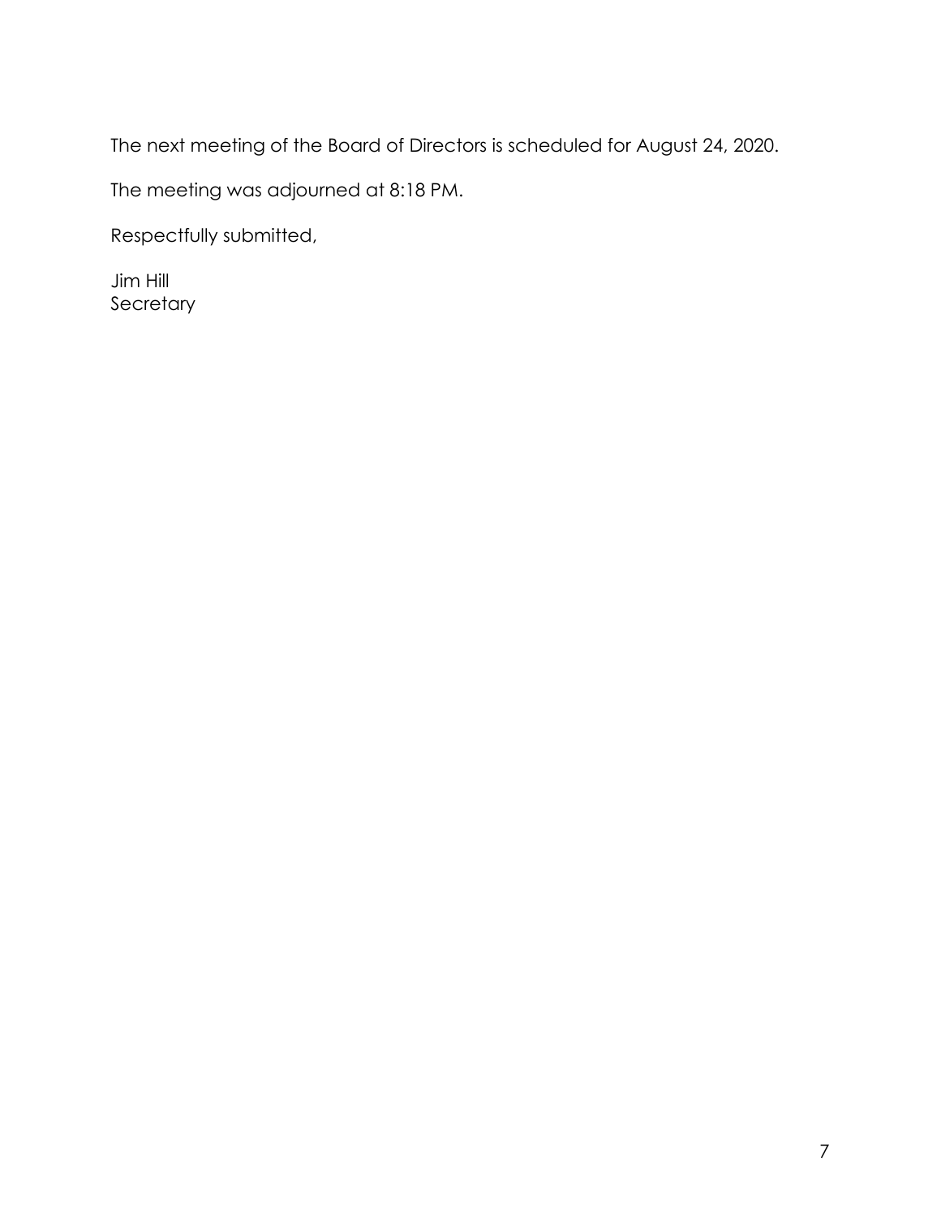The next meeting of the Board of Directors is scheduled for August 24, 2020.

The meeting was adjourned at 8:18 PM.

Respectfully submitted,

Jim Hill
Secretary